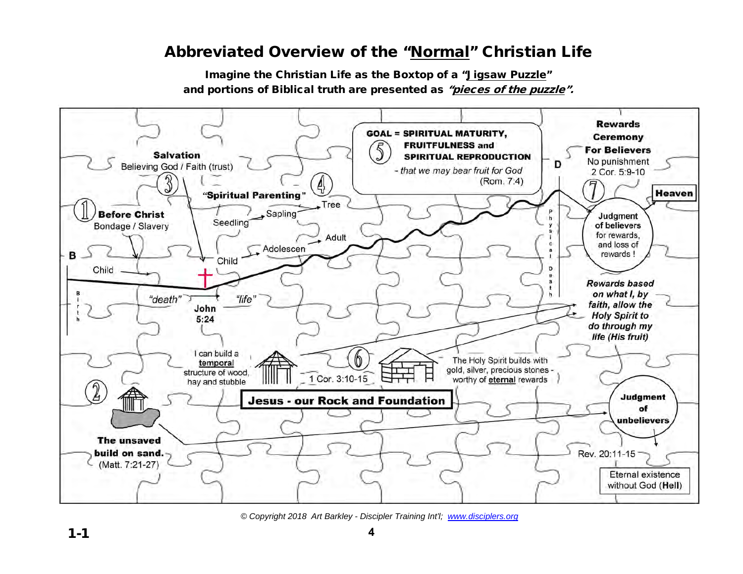# Abbreviated Overview of the "Normal" Christian Life

**Imagine the Christian Life as the Boxtop of a "Jigsaw Puzzle" and portions of Biblical truth are presented as *"pieces of the puzzle"*.**

**① Before Christ**
Bondage / Slavery

B

Child

Birth

"death" → "life"

**John 5:24**

**③ Salvation**
Believing God / Faith (trust)

**④ "Spiritual Parenting"**

Seedling → Sapling → Tree

Child → Adolescen → Adult

**⑤ GOAL = SPIRITUAL MATURITY, FRUITFULNESS and SPIRITUAL REPRODUCTION**
*- that we may bear fruit for God* (Rom. 7:4)

D

Physical Death

**Rewards Ceremony For Believers**
No punishment
2 Cor. 5:9-10

**⑦ Judgment of believers** for rewards, and loss of rewards !

**Heaven**

***Rewards based on what I, by faith, allow the Holy Spirit to do through my life (His fruit)***

I can build a **temporal** structure of wood, hay and stubble

**⑥** 1 Cor. 3:10-15

The Holy Spirit builds with gold, silver, precious stones - worthy of **eternal** rewards

**Jesus - our Rock and Foundation**

**②**

**The unsaved build on sand.**
(Matt. 7:21-27)

**Judgment of unbelievers**

Rev. 20:11-15

Eternal existence without God (**Hell**)

*© Copyright 2018 Art Barkley - Discipler Training Int'l; www.disciplers.org*

**1-1**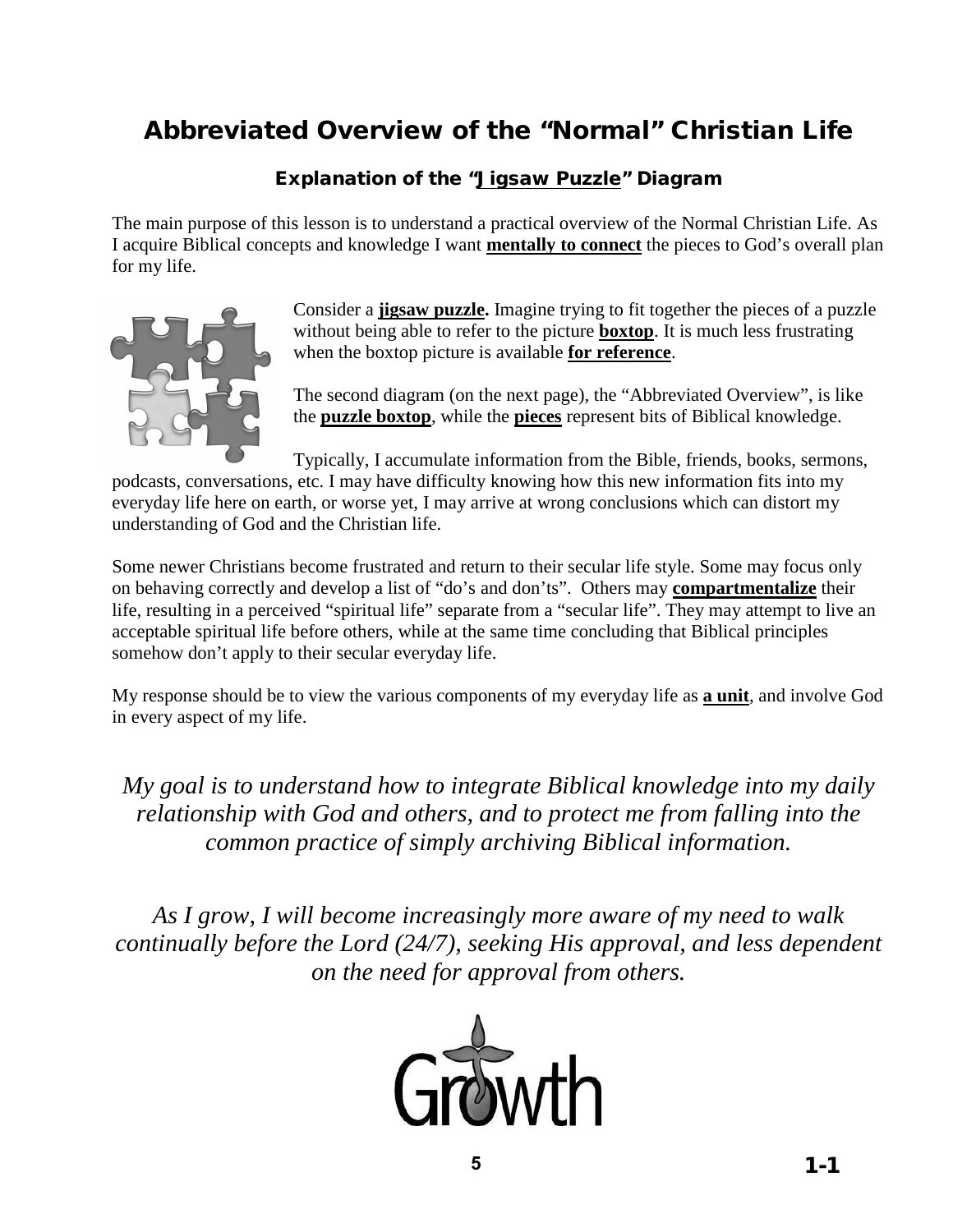# Abbreviated Overview of the "Normal" Christian Life

### Explanation of the "Jigsaw Puzzle" Diagram

The main purpose of this lesson is to understand a practical overview of the Normal Christian Life. As I acquire Biblical concepts and knowledge I want **mentally to connect** the pieces to God's overall plan for my life.

Consider a **jigsaw puzzle.** Imagine trying to fit together the pieces of a puzzle without being able to refer to the picture **boxtop**. It is much less frustrating when the boxtop picture is available **for reference**.

The second diagram (on the next page), the "Abbreviated Overview", is like the **puzzle boxtop**, while the **pieces** represent bits of Biblical knowledge.

Typically, I accumulate information from the Bible, friends, books, sermons, podcasts, conversations, etc. I may have difficulty knowing how this new information fits into my everyday life here on earth, or worse yet, I may arrive at wrong conclusions which can distort my understanding of God and the Christian life.

Some newer Christians become frustrated and return to their secular life style. Some may focus only on behaving correctly and develop a list of "do's and don'ts". Others may **compartmentalize** their life, resulting in a perceived "spiritual life" separate from a "secular life". They may attempt to live an acceptable spiritual life before others, while at the same time concluding that Biblical principles somehow don't apply to their secular everyday life.

My response should be to view the various components of my everyday life as **a unit**, and involve God in every aspect of my life.

*My goal is to understand how to integrate Biblical knowledge into my daily relationship with God and others, and to protect me from falling into the common practice of simply archiving Biblical information.*

*As I grow, I will become increasingly more aware of my need to walk continually before the Lord (24/7), seeking His approval, and less dependent on the need for approval from others.*

Growth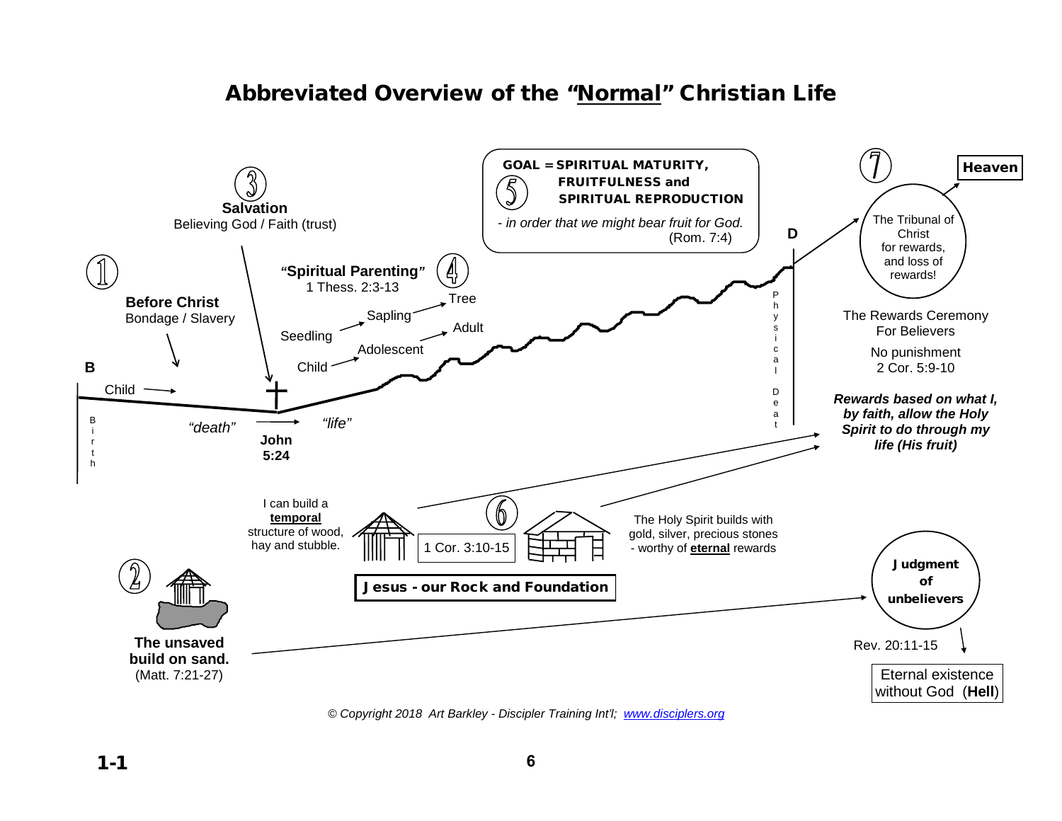# Abbreviated Overview of the "Normal" Christian Life

① **Before Christ**
Bondage / Slavery

**B**

Child

Birth

*"death"*

② **The unsaved build on sand.**
(Matt. 7:21-27)

③ **Salvation**
Believing God / Faith (trust)

**John 5:24**

*"life"*

④ **"Spiritual Parenting"**
1 Thess. 2:3-13

Child → Adolescent → Adult

Seedling → Sapling → Tree

⑤ **GOAL = SPIRITUAL MATURITY, FRUITFULNESS and SPIRITUAL REPRODUCTION**

*- in order that we might bear fruit for God.* (Rom. 7:4)

**D**

Physical Death

⑥ I can build a **temporal** structure of wood, hay and stubble.

1 Cor. 3:10-15

The Holy Spirit builds with gold, silver, precious stones - worthy of **eternal** rewards

**Jesus - our Rock and Foundation**

⑦ The Tribunal of Christ for rewards, and loss of rewards!

**Heaven**

The Rewards Ceremony For Believers

No punishment
2 Cor. 5:9-10

***Rewards based on what I, by faith, allow the Holy Spirit to do through my life (His fruit)***

**Judgment of unbelievers**

Rev. 20:11-15

Eternal existence without God (**Hell**)

*© Copyright 2018 Art Barkley - Discipler Training Int'l; www.disciplers.org*

**1-1**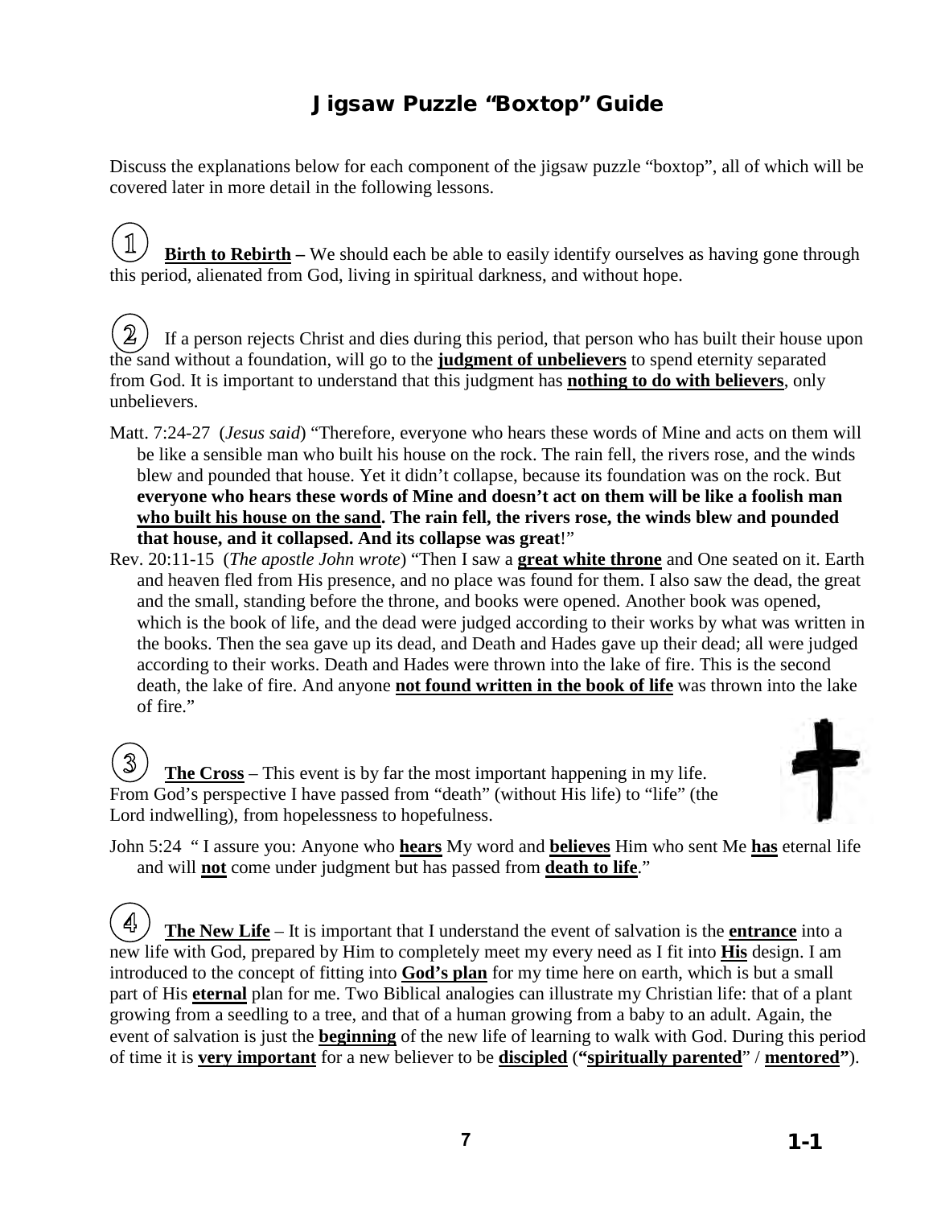# Jigsaw Puzzle "Boxtop" Guide

Discuss the explanations below for each component of the jigsaw puzzle "boxtop", all of which will be covered later in more detail in the following lessons.

① **Birth to Rebirth –** We should each be able to easily identify ourselves as having gone through this period, alienated from God, living in spiritual darkness, and without hope.

② If a person rejects Christ and dies during this period, that person who has built their house upon the sand without a foundation, will go to the **judgment of unbelievers** to spend eternity separated from God. It is important to understand that this judgment has **nothing to do with believers**, only unbelievers.

Matt. 7:24-27 (*Jesus said*) "Therefore, everyone who hears these words of Mine and acts on them will be like a sensible man who built his house on the rock. The rain fell, the rivers rose, and the winds blew and pounded that house. Yet it didn't collapse, because its foundation was on the rock. But **everyone who hears these words of Mine and doesn't act on them will be like a foolish man who built his house on the sand. The rain fell, the rivers rose, the winds blew and pounded that house, and it collapsed. And its collapse was great**!"

Rev. 20:11-15 (*The apostle John wrote*) "Then I saw a **great white throne** and One seated on it. Earth and heaven fled from His presence, and no place was found for them. I also saw the dead, the great and the small, standing before the throne, and books were opened. Another book was opened, which is the book of life, and the dead were judged according to their works by what was written in the books. Then the sea gave up its dead, and Death and Hades gave up their dead; all were judged according to their works. Death and Hades were thrown into the lake of fire. This is the second death, the lake of fire. And anyone **not found written in the book of life** was thrown into the lake of fire."

③ **The Cross** – This event is by far the most important happening in my life. From God's perspective I have passed from "death" (without His life) to "life" (the Lord indwelling), from hopelessness to hopefulness.

John 5:24 " I assure you: Anyone who **hears** My word and **believes** Him who sent Me **has** eternal life and will **not** come under judgment but has passed from **death to life**."

④ **The New Life** – It is important that I understand the event of salvation is the **entrance** into a new life with God, prepared by Him to completely meet my every need as I fit into **His** design. I am introduced to the concept of fitting into **God's plan** for my time here on earth, which is but a small part of His **eternal** plan for me. Two Biblical analogies can illustrate my Christian life: that of a plant growing from a seedling to a tree, and that of a human growing from a baby to an adult. Again, the event of salvation is just the **beginning** of the new life of learning to walk with God. During this period of time it is **very important** for a new believer to be **discipled** (**"spiritually parented"** / **mentored"**).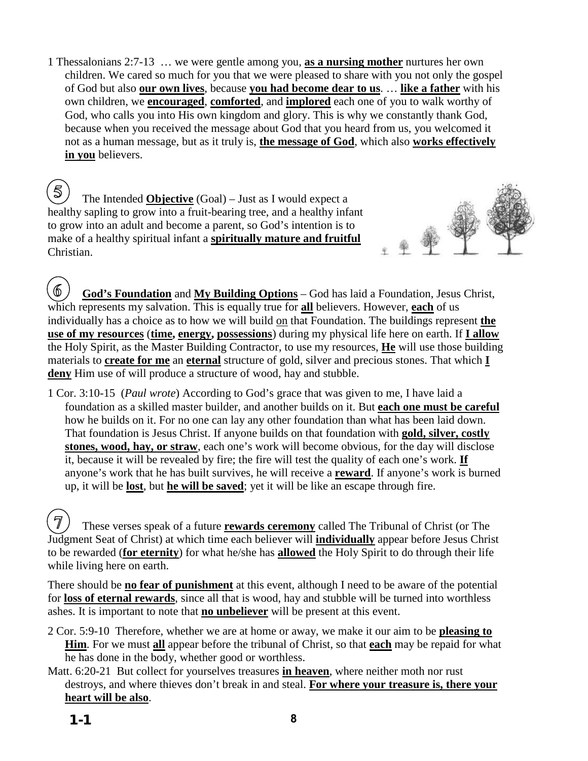1 Thessalonians 2:7-13 … we were gentle among you, **as a nursing mother** nurtures her own children. We cared so much for you that we were pleased to share with you not only the gospel of God but also **our own lives**, because **you had become dear to us**. … **like a father** with his own children, we **encouraged**, **comforted**, and **implored** each one of you to walk worthy of God, who calls you into His own kingdom and glory. This is why we constantly thank God, because when you received the message about God that you heard from us, you welcomed it not as a human message, but as it truly is, **the message of God**, which also **works effectively in you** believers.

⑤ The Intended **Objective** (Goal) – Just as I would expect a healthy sapling to grow into a fruit-bearing tree, and a healthy infant to grow into an adult and become a parent, so God's intention is to make of a healthy spiritual infant a **spiritually mature and fruitful** Christian.

⑥ **God's Foundation** and **My Building Options** – God has laid a Foundation, Jesus Christ, which represents my salvation. This is equally true for **all** believers. However, **each** of us individually has a choice as to how we will build on that Foundation. The buildings represent **the use of my resources** (**time, energy, possessions**) during my physical life here on earth. If **I allow** the Holy Spirit, as the Master Building Contractor, to use my resources, **He** will use those building materials to **create for me** an **eternal** structure of gold, silver and precious stones. That which **I deny** Him use of will produce a structure of wood, hay and stubble.

1 Cor. 3:10-15 (*Paul wrote*) According to God's grace that was given to me, I have laid a foundation as a skilled master builder, and another builds on it. But **each one must be careful** how he builds on it. For no one can lay any other foundation than what has been laid down. That foundation is Jesus Christ. If anyone builds on that foundation with **gold, silver, costly stones, wood, hay, or straw**, each one's work will become obvious, for the day will disclose it, because it will be revealed by fire; the fire will test the quality of each one's work. **If** anyone's work that he has built survives, he will receive a **reward**. If anyone's work is burned up, it will be **lost**, but **he will be saved**; yet it will be like an escape through fire.

⑦ These verses speak of a future **rewards ceremony** called The Tribunal of Christ (or The Judgment Seat of Christ) at which time each believer will **individually** appear before Jesus Christ to be rewarded (**for eternity**) for what he/she has **allowed** the Holy Spirit to do through their life while living here on earth.

There should be **no fear of punishment** at this event, although I need to be aware of the potential for **loss of eternal rewards**, since all that is wood, hay and stubble will be turned into worthless ashes. It is important to note that **no unbeliever** will be present at this event.

2 Cor. 5:9-10 Therefore, whether we are at home or away, we make it our aim to be **pleasing to Him**. For we must **all** appear before the tribunal of Christ, so that **each** may be repaid for what he has done in the body, whether good or worthless.

Matt. 6:20-21 But collect for yourselves treasures **in heaven**, where neither moth nor rust destroys, and where thieves don't break in and steal. **For where your treasure is, there your heart will be also**.

**1-1**